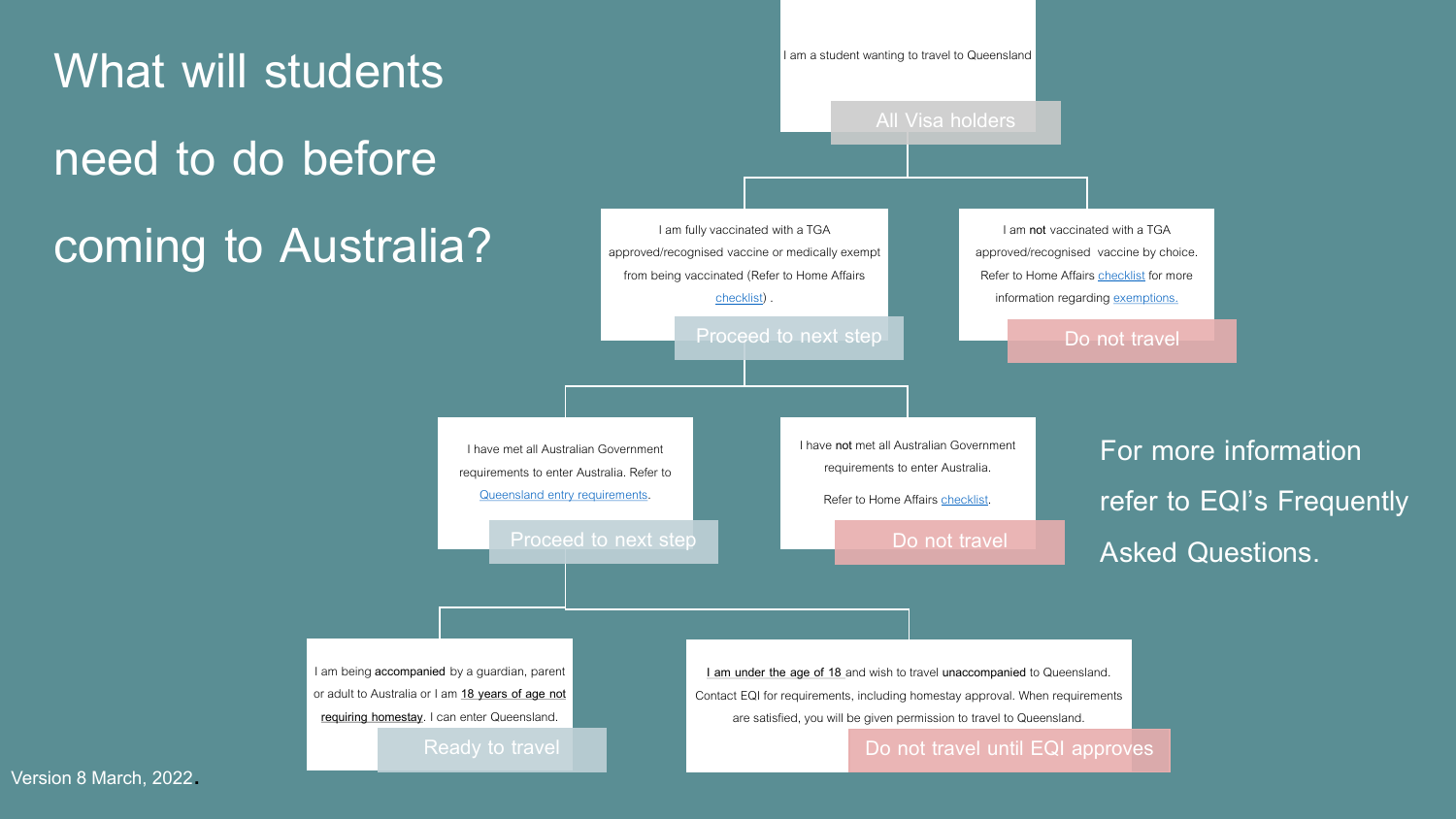# What will students need to do before coming to Australia?

I am a student wanting to travel to Queensland

**All Visa holders**

- I am fully vaccinated with a TGA approved/recognised vaccine or medically exempt from being vaccinated (Refer to Home Affairs checklist) .
  - **Proceed to next step**
- I am **not** vaccinated with a TGA approved/recognised vaccine by choice. Refer to Home Affairs checklist for more information regarding exemptions.
  - **Do not travel**

Next step:

- I have met all Australian Government requirements to enter Australia. Refer to Queensland entry requirements.
  - **Proceed to next step**
- I have **not** met all Australian Government requirements to enter Australia. Refer to Home Affairs checklist.
  - **Do not travel**

Next step:

- I am being **accompanied** by a guardian, parent or adult to Australia or I am 18 years of age not requiring homestay. I can enter Queensland.
  - **Ready to travel**
- I am under the age of 18 and wish to travel **unaccompanied** to Queensland. Contact EQI for requirements, including homestay approval. When requirements are satisfied, you will be given permission to travel to Queensland.
  - **Do not travel until EQI approves**

For more information refer to EQI's Frequently Asked Questions.

Version 8 March, 2022.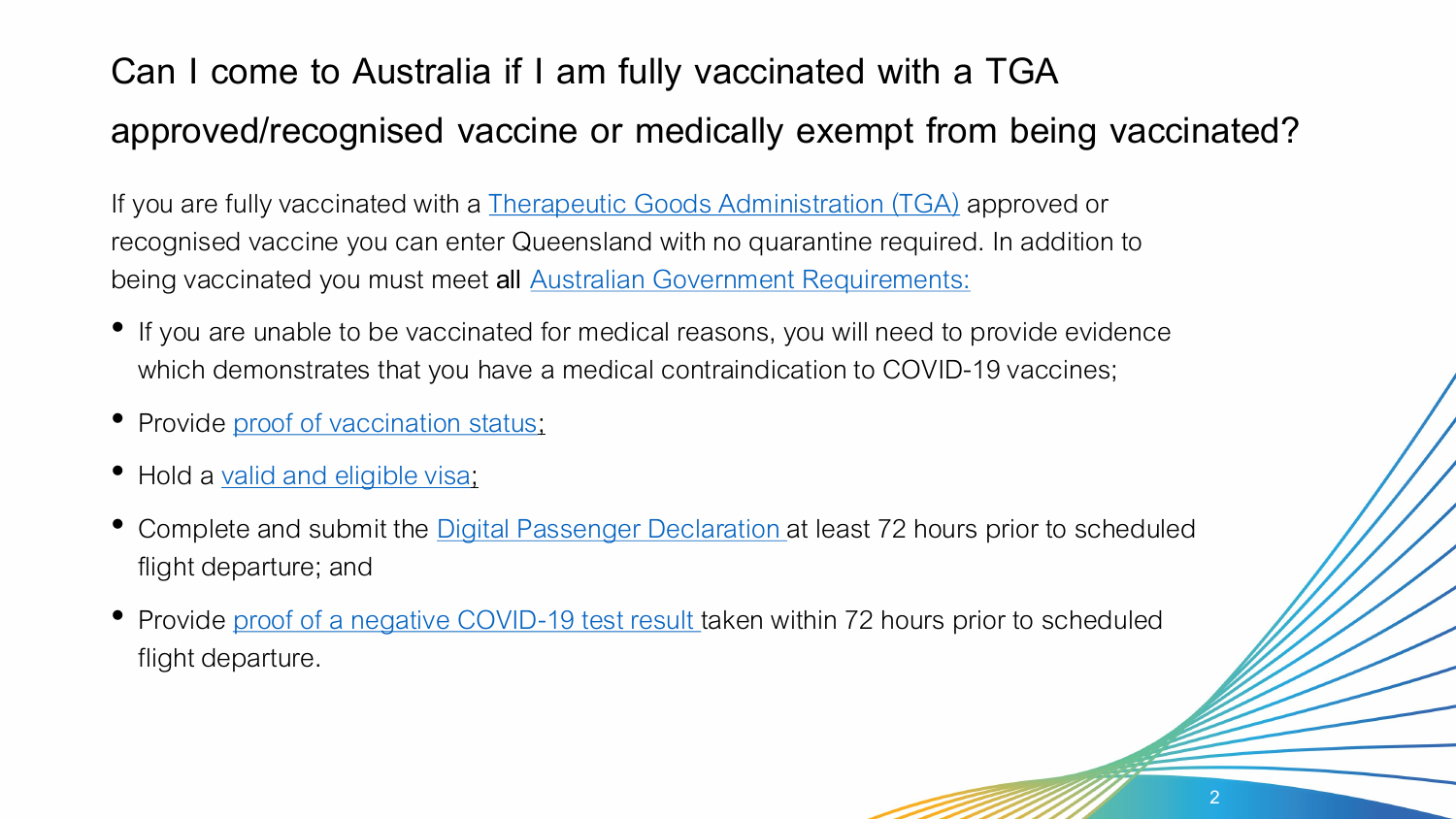# Can I come to Australia if I am fully vaccinated with a TGA approved/recognised vaccine or medically exempt from being vaccinated?

If you are fully vaccinated with a Therapeutic Goods Administration (TGA) approved or recognised vaccine you can enter Queensland with no quarantine required. In addition to being vaccinated you must meet **all** Australian Government Requirements:

- If you are unable to be vaccinated for medical reasons, you will need to provide evidence which demonstrates that you have a medical contraindication to COVID-19 vaccines;
- Provide proof of vaccination status;
- Hold a valid and eligible visa;
- Complete and submit the Digital Passenger Declaration at least 72 hours prior to scheduled flight departure; and
- Provide proof of a negative COVID-19 test result taken within 72 hours prior to scheduled flight departure.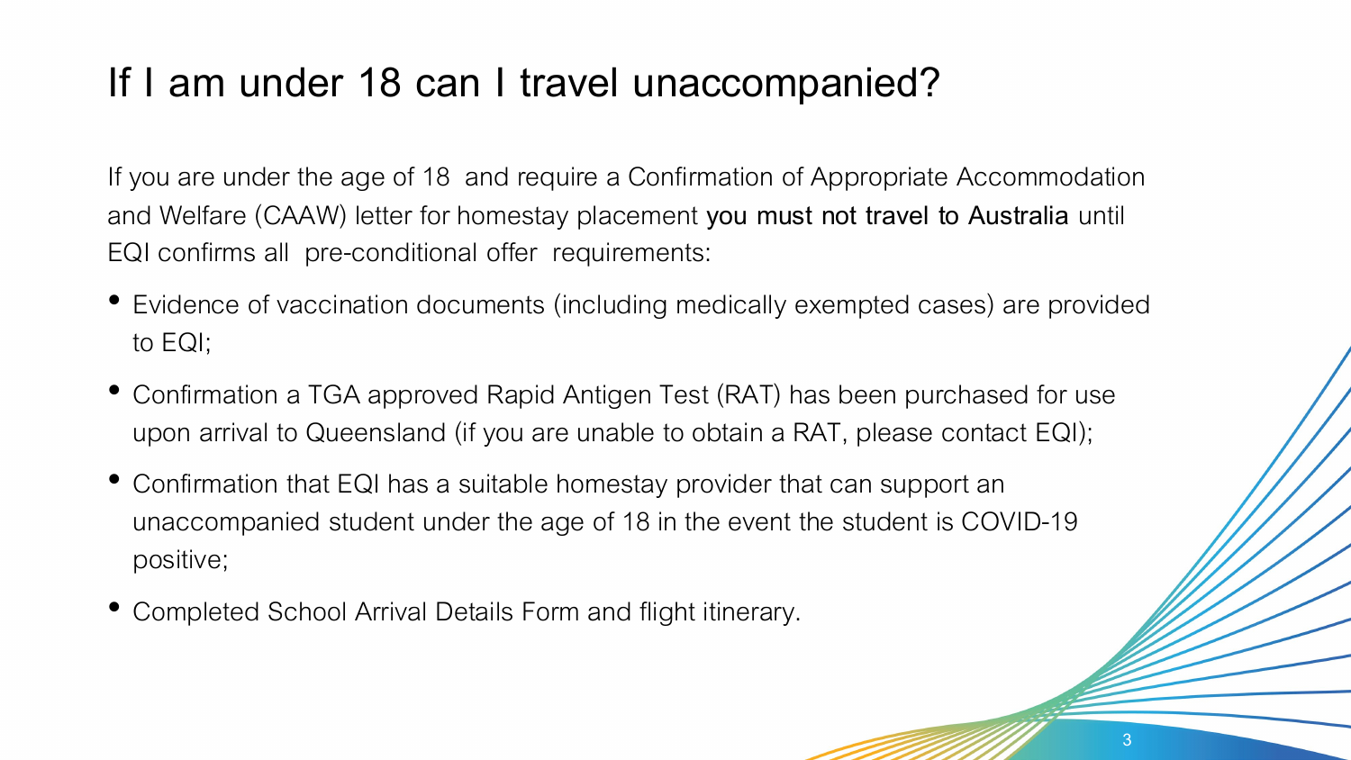# If I am under 18 can I travel unaccompanied?

If you are under the age of 18 and require a Confirmation of Appropriate Accommodation and Welfare (CAAW) letter for homestay placement **you must not travel to Australia** until EQI confirms all pre-conditional offer requirements:

- Evidence of vaccination documents (including medically exempted cases) are provided to EQI;
- Confirmation a TGA approved Rapid Antigen Test (RAT) has been purchased for use upon arrival to Queensland (if you are unable to obtain a RAT, please contact EQI);
- Confirmation that EQI has a suitable homestay provider that can support an unaccompanied student under the age of 18 in the event the student is COVID-19 positive;
- Completed School Arrival Details Form and flight itinerary.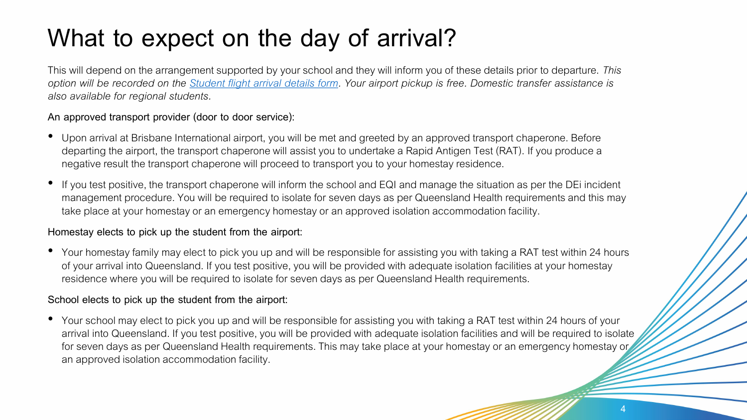# What to expect on the day of arrival?

This will depend on the arrangement supported by your school and they will inform you of these details prior to departure. *This option will be recorded on the* *[Student flight arrival details form](Student flight arrival details form)*. *Your airport pickup is free. Domestic transfer assistance is also available for regional students.*

An approved transport provider (door to door service):

- Upon arrival at Brisbane International airport, you will be met and greeted by an approved transport chaperone. Before departing the airport, the transport chaperone will assist you to undertake a Rapid Antigen Test (RAT). If you produce a negative result the transport chaperone will proceed to transport you to your homestay residence.
- If you test positive, the transport chaperone will inform the school and EQI and manage the situation as per the DEi incident management procedure. You will be required to isolate for seven days as per Queensland Health requirements and this may take place at your homestay or an emergency homestay or an approved isolation accommodation facility.

Homestay elects to pick up the student from the airport:

- Your homestay family may elect to pick you up and will be responsible for assisting you with taking a RAT test within 24 hours of your arrival into Queensland. If you test positive, you will be provided with adequate isolation facilities at your homestay residence where you will be required to isolate for seven days as per Queensland Health requirements.

School elects to pick up the student from the airport:

- Your school may elect to pick you up and will be responsible for assisting you with taking a RAT test within 24 hours of your arrival into Queensland. If you test positive, you will be provided with adequate isolation facilities and will be required to isolate for seven days as per Queensland Health requirements. This may take place at your homestay or an emergency homestay or an approved isolation accommodation facility.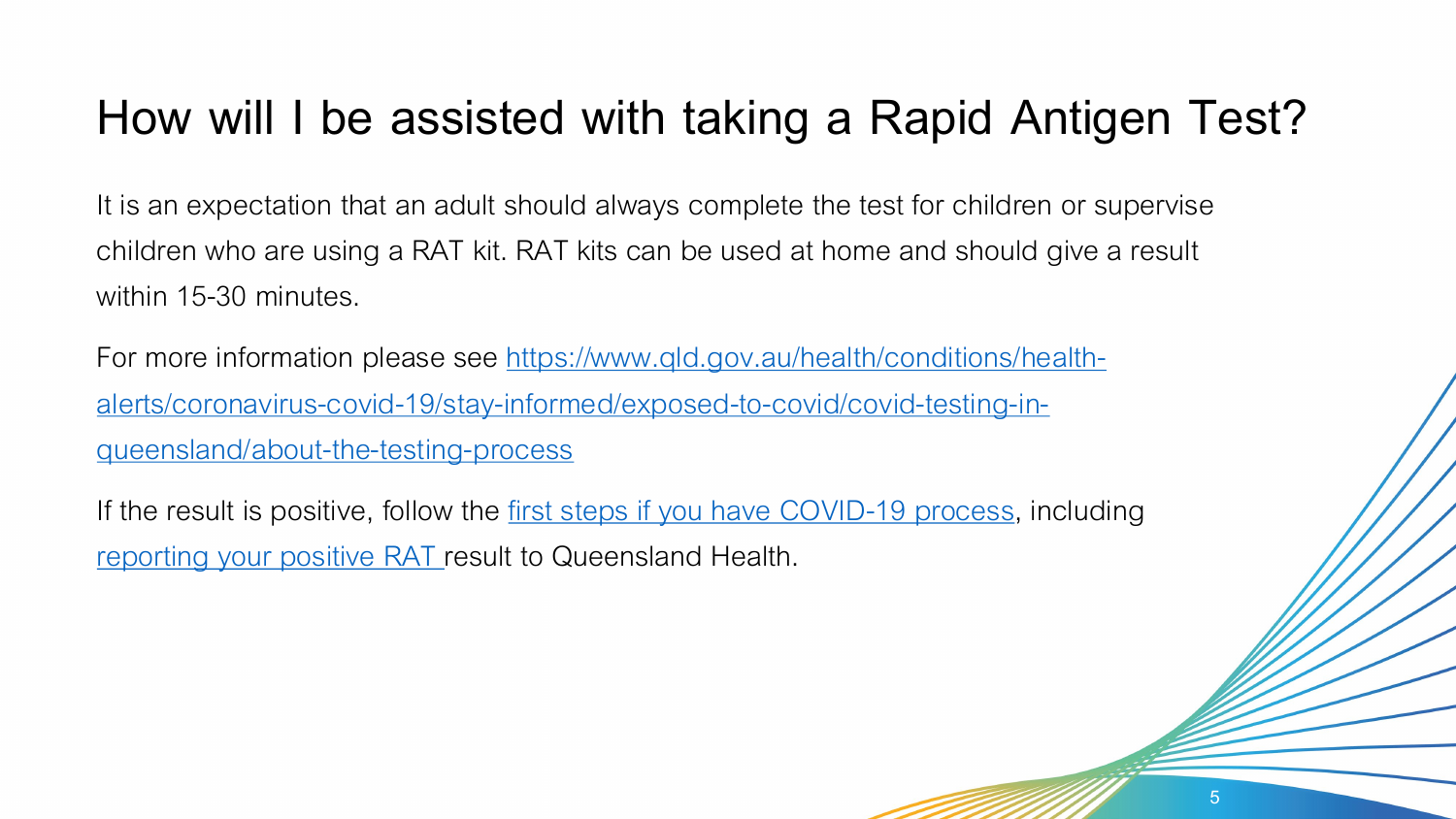# How will I be assisted with taking a Rapid Antigen Test?

It is an expectation that an adult should always complete the test for children or supervise children who are using a RAT kit. RAT kits can be used at home and should give a result within 15-30 minutes.

For more information please see https://www.qld.gov.au/health/conditions/health-alerts/coronavirus-covid-19/stay-informed/exposed-to-covid/covid-testing-in-queensland/about-the-testing-process

If the result is positive, follow the first steps if you have COVID-19 process, including reporting your positive RAT result to Queensland Health.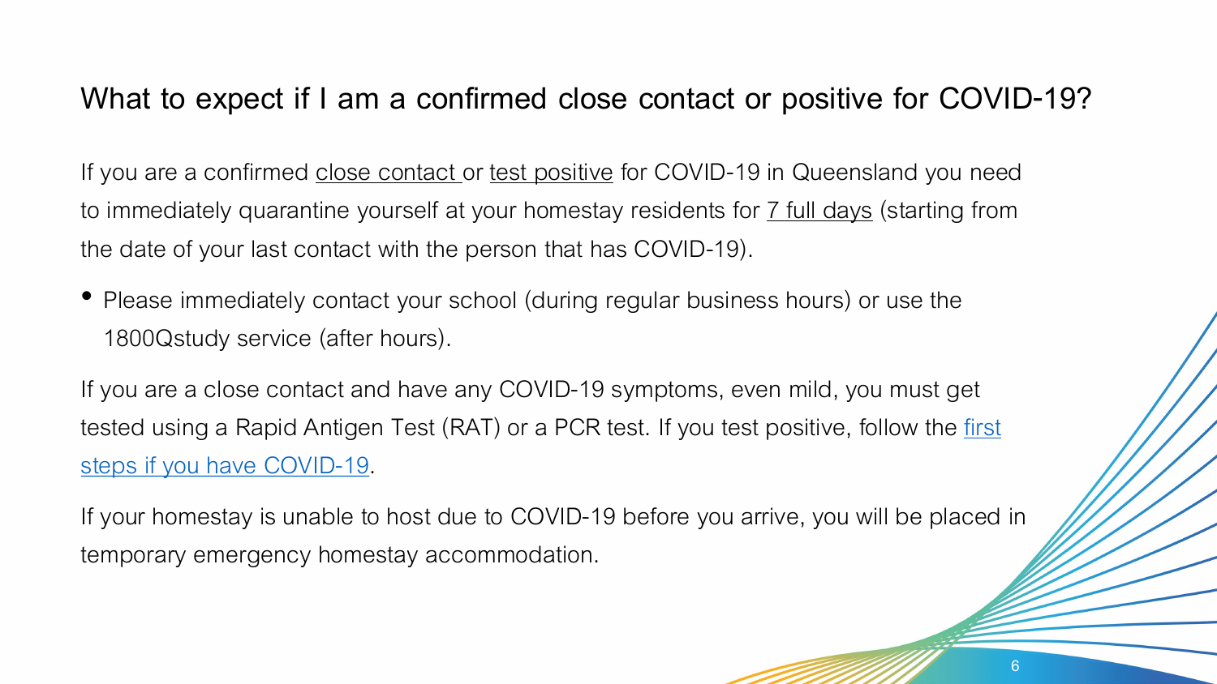## What to expect if I am a confirmed close contact or positive for COVID-19?

If you are a confirmed close contact or test positive for COVID-19 in Queensland you need to immediately quarantine yourself at your homestay residents for 7 full days (starting from the date of your last contact with the person that has COVID-19).

- Please immediately contact your school (during regular business hours) or use the 1800Qstudy service (after hours).

If you are a close contact and have any COVID-19 symptoms, even mild, you must get tested using a Rapid Antigen Test (RAT) or a PCR test. If you test positive, follow the first steps if you have COVID-19.

If your homestay is unable to host due to COVID-19 before you arrive, you will be placed in temporary emergency homestay accommodation.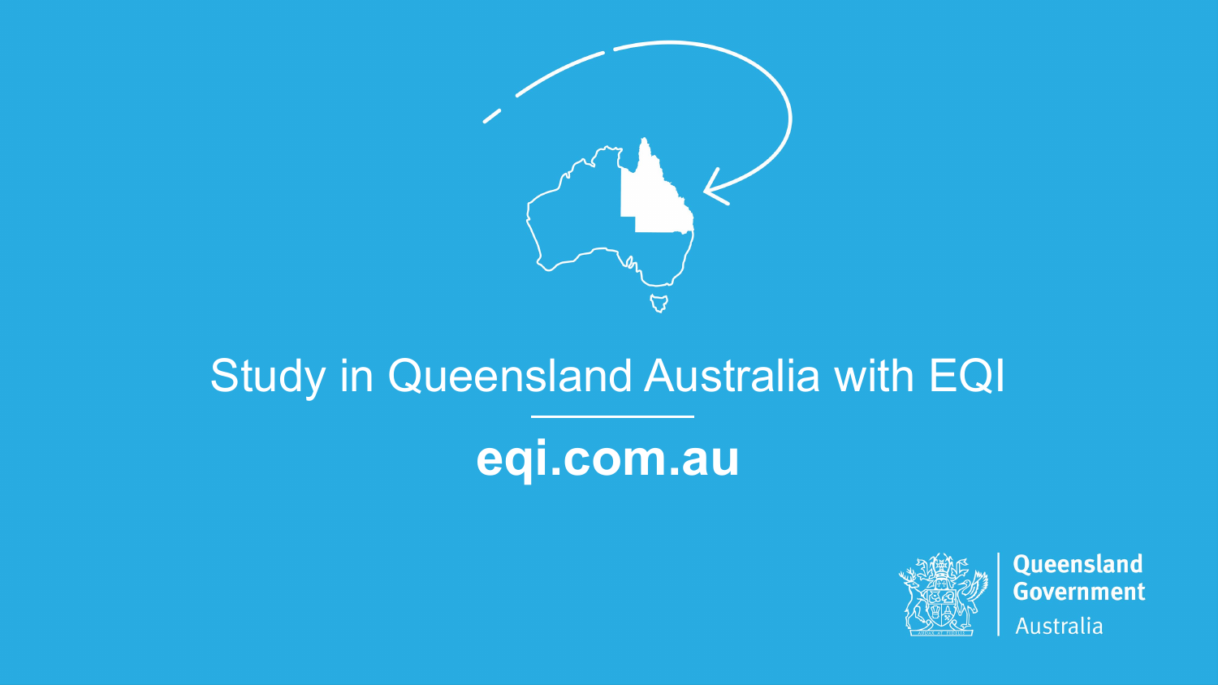Study in Queensland Australia with EQI

**eqi.com.au**

Queensland Government
Australia